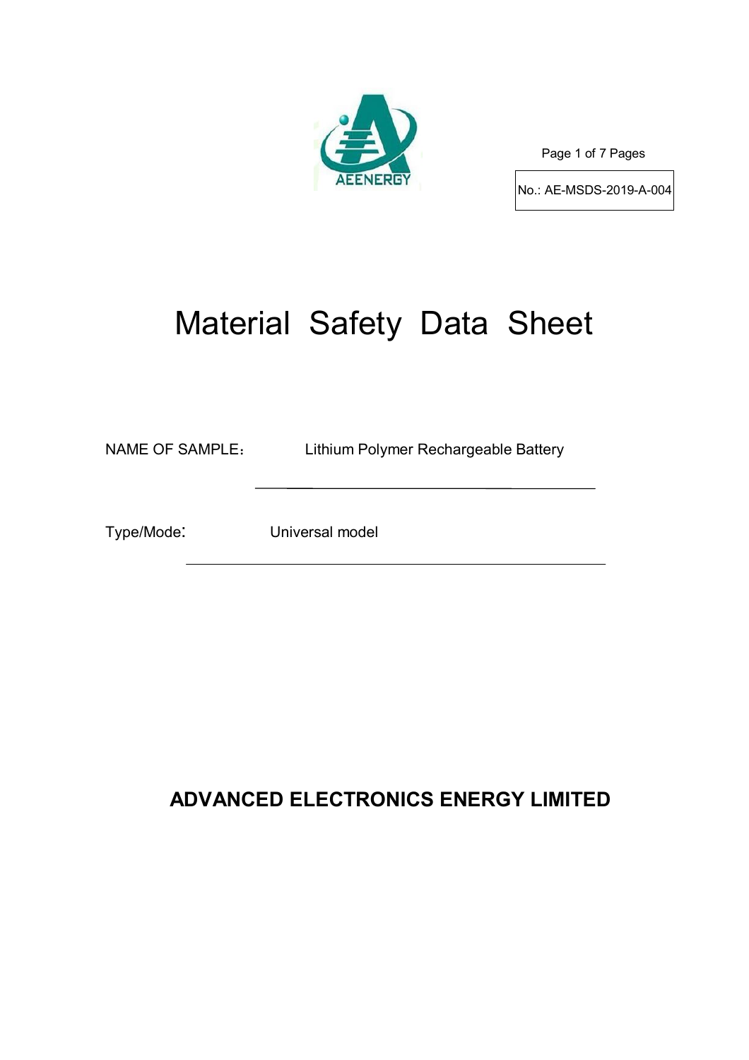No.: AE-MSDS-2019-A-004

# Material Safety Data Sheet

NAME OF SAMPLE： Lithium Polymer Rechargeable Battery

Type/Mode: Universal model

**ADVANCED ELECTRONICS ENERGY LIMITED**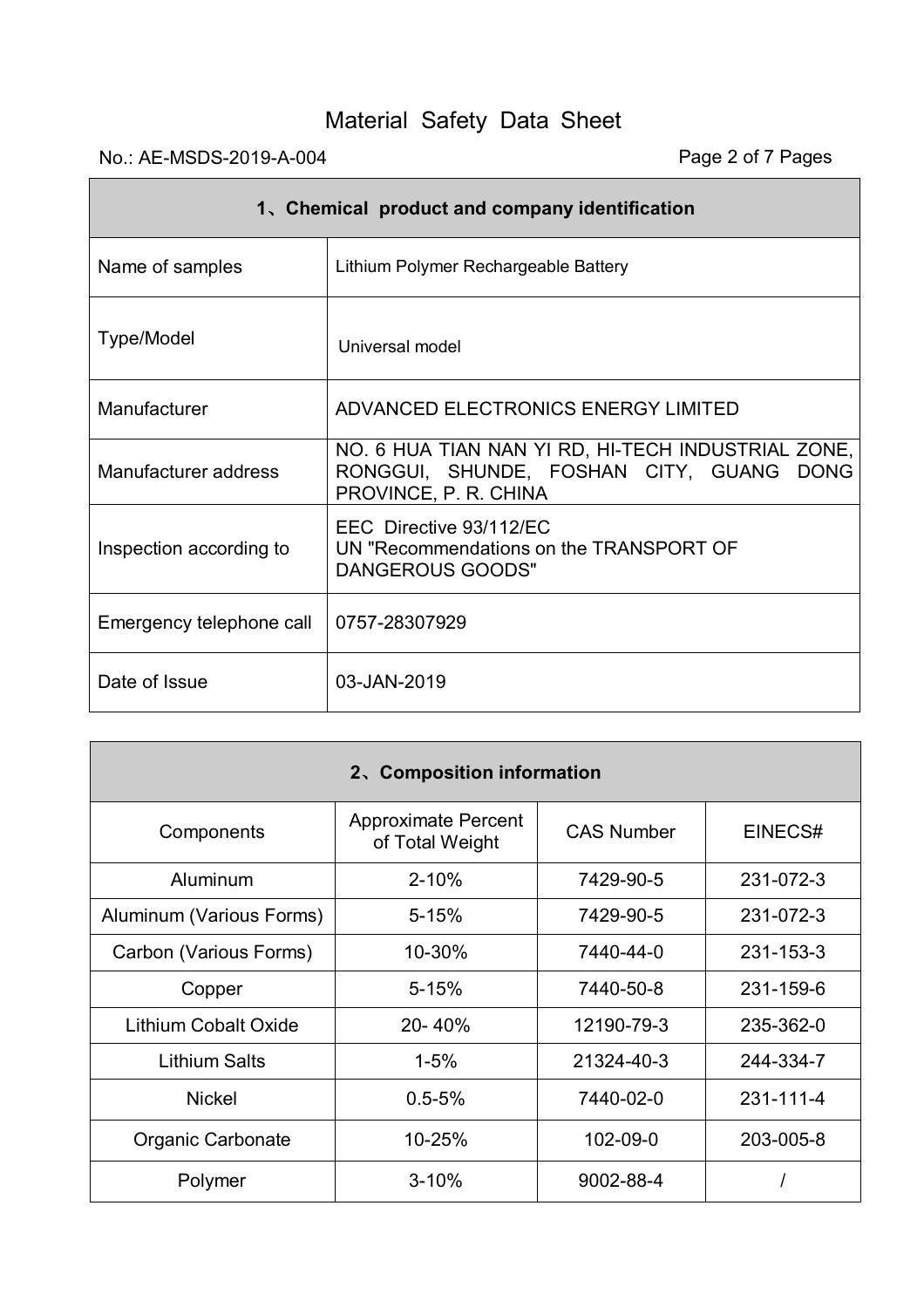# Material Safety Data Sheet

No.: AE-MSDS-2019-A-004

| 1、Chemical product and company identification | |
|---|---|
| Name of samples | Lithium Polymer Rechargeable Battery |
| Type/Model | Universal model |
| Manufacturer | ADVANCED ELECTRONICS ENERGY LIMITED |
| Manufacturer address | NO. 6 HUA TIAN NAN YI RD, HI-TECH INDUSTRIAL ZONE, RONGGUI, SHUNDE, FOSHAN CITY, GUANG DONG PROVINCE, P. R. CHINA |
| Inspection according to | EEC Directive 93/112/EC<br>UN "Recommendations on the TRANSPORT OF DANGEROUS GOODS" |
| Emergency telephone call | 0757-28307929 |
| Date of Issue | 03-JAN-2019 |

| 2、Composition information | | | |
|---|---|---|---|
| Components | Approximate Percent of Total Weight | CAS Number | EINECS# |
| Aluminum | 2-10% | 7429-90-5 | 231-072-3 |
| Aluminum (Various Forms) | 5-15% | 7429-90-5 | 231-072-3 |
| Carbon (Various Forms) | 10-30% | 7440-44-0 | 231-153-3 |
| Copper | 5-15% | 7440-50-8 | 231-159-6 |
| Lithium Cobalt Oxide | 20- 40% | 12190-79-3 | 235-362-0 |
| Lithium Salts | 1-5% | 21324-40-3 | 244-334-7 |
| Nickel | 0.5-5% | 7440-02-0 | 231-111-4 |
| Organic Carbonate | 10-25% | 102-09-0 | 203-005-8 |
| Polymer | 3-10% | 9002-88-4 | / |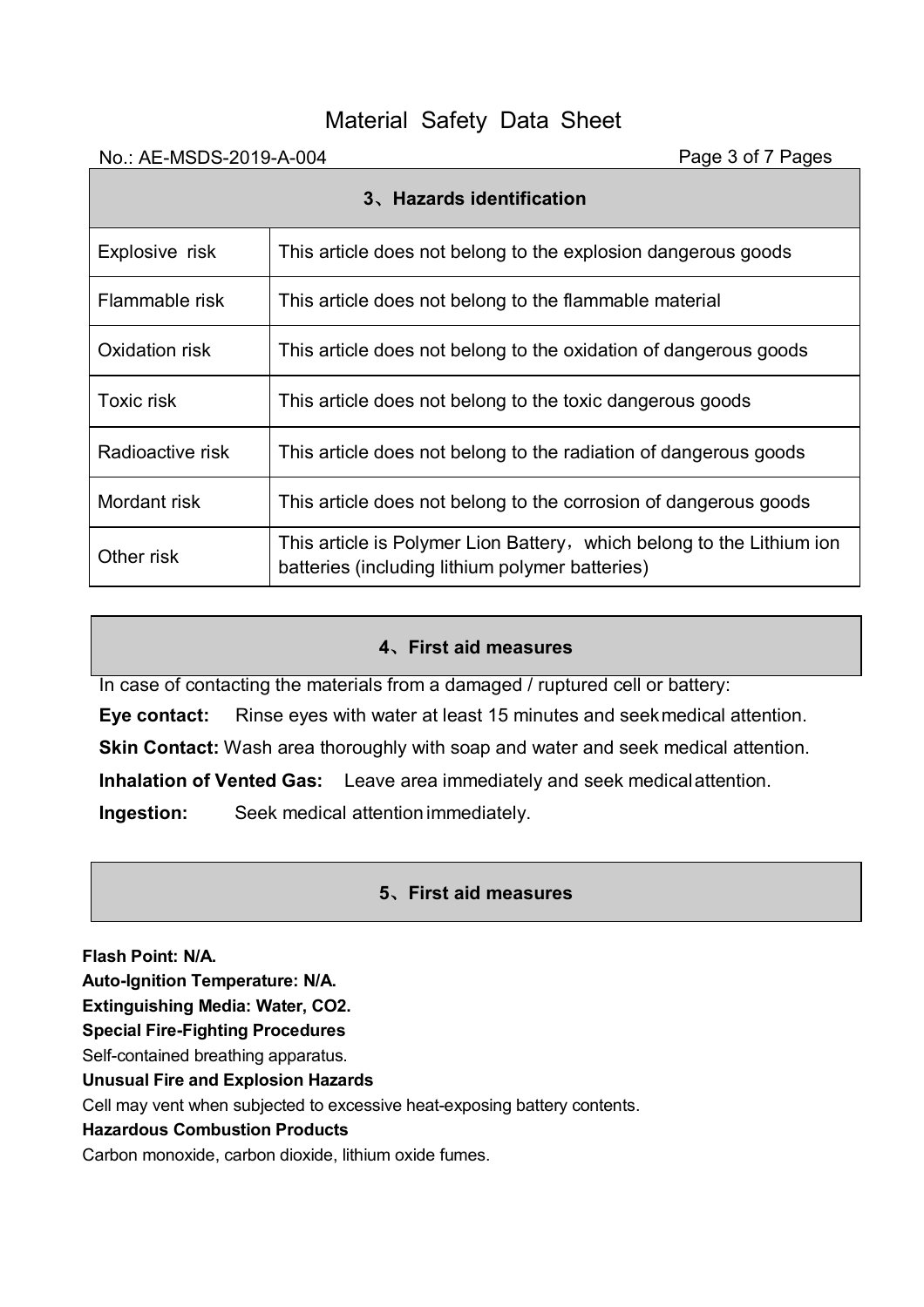# Material Safety Data Sheet

No.: AE-MSDS-2019-A-004

## 3、Hazards identification

| Explosive risk | This article does not belong to the explosion dangerous goods |
|---|---|
| Flammable risk | This article does not belong to the flammable material |
| Oxidation risk | This article does not belong to the oxidation of dangerous goods |
| Toxic risk | This article does not belong to the toxic dangerous goods |
| Radioactive risk | This article does not belong to the radiation of dangerous goods |
| Mordant risk | This article does not belong to the corrosion of dangerous goods |
| Other risk | This article is Polymer Lion Battery, which belong to the Lithium ion batteries (including lithium polymer batteries) |

## 4、First aid measures

In case of contacting the materials from a damaged / ruptured cell or battery:

**Eye contact:** Rinse eyes with water at least 15 minutes and seek medical attention.

**Skin Contact:** Wash area thoroughly with soap and water and seek medical attention.

**Inhalation of Vented Gas:** Leave area immediately and seek medical attention.

**Ingestion:** Seek medical attention immediately.

## 5、First aid measures

**Flash Point: N/A.**

**Auto-Ignition Temperature: N/A.**

**Extinguishing Media: Water, CO2.**

**Special Fire-Fighting Procedures**

Self-contained breathing apparatus.

**Unusual Fire and Explosion Hazards**

Cell may vent when subjected to excessive heat-exposing battery contents.

**Hazardous Combustion Products**

Carbon monoxide, carbon dioxide, lithium oxide fumes.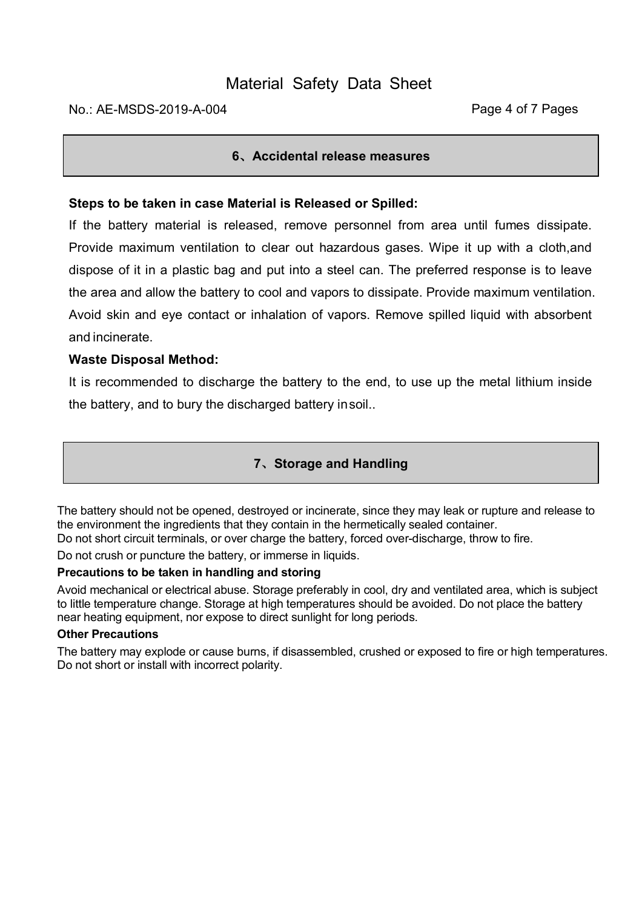## 6、Accidental release measures

**Steps to be taken in case Material is Released or Spilled:**

If the battery material is released, remove personnel from area until fumes dissipate. Provide maximum ventilation to clear out hazardous gases. Wipe it up with a cloth,and dispose of it in a plastic bag and put into a steel can. The preferred response is to leave the area and allow the battery to cool and vapors to dissipate. Provide maximum ventilation. Avoid skin and eye contact or inhalation of vapors. Remove spilled liquid with absorbent and incinerate.

**Waste Disposal Method:**

It is recommended to discharge the battery to the end, to use up the metal lithium inside the battery, and to bury the discharged battery insoil..

## 7、Storage and Handling

The battery should not be opened, destroyed or incinerate, since they may leak or rupture and release to the environment the ingredients that they contain in the hermetically sealed container.
Do not short circuit terminals, or over charge the battery, forced over-discharge, throw to fire.

Do not crush or puncture the battery, or immerse in liquids.

**Precautions to be taken in handling and storing**

Avoid mechanical or electrical abuse. Storage preferably in cool, dry and ventilated area, which is subject to little temperature change. Storage at high temperatures should be avoided. Do not place the battery near heating equipment, nor expose to direct sunlight for long periods.

**Other Precautions**

The battery may explode or cause burns, if disassembled, crushed or exposed to fire or high temperatures. Do not short or install with incorrect polarity.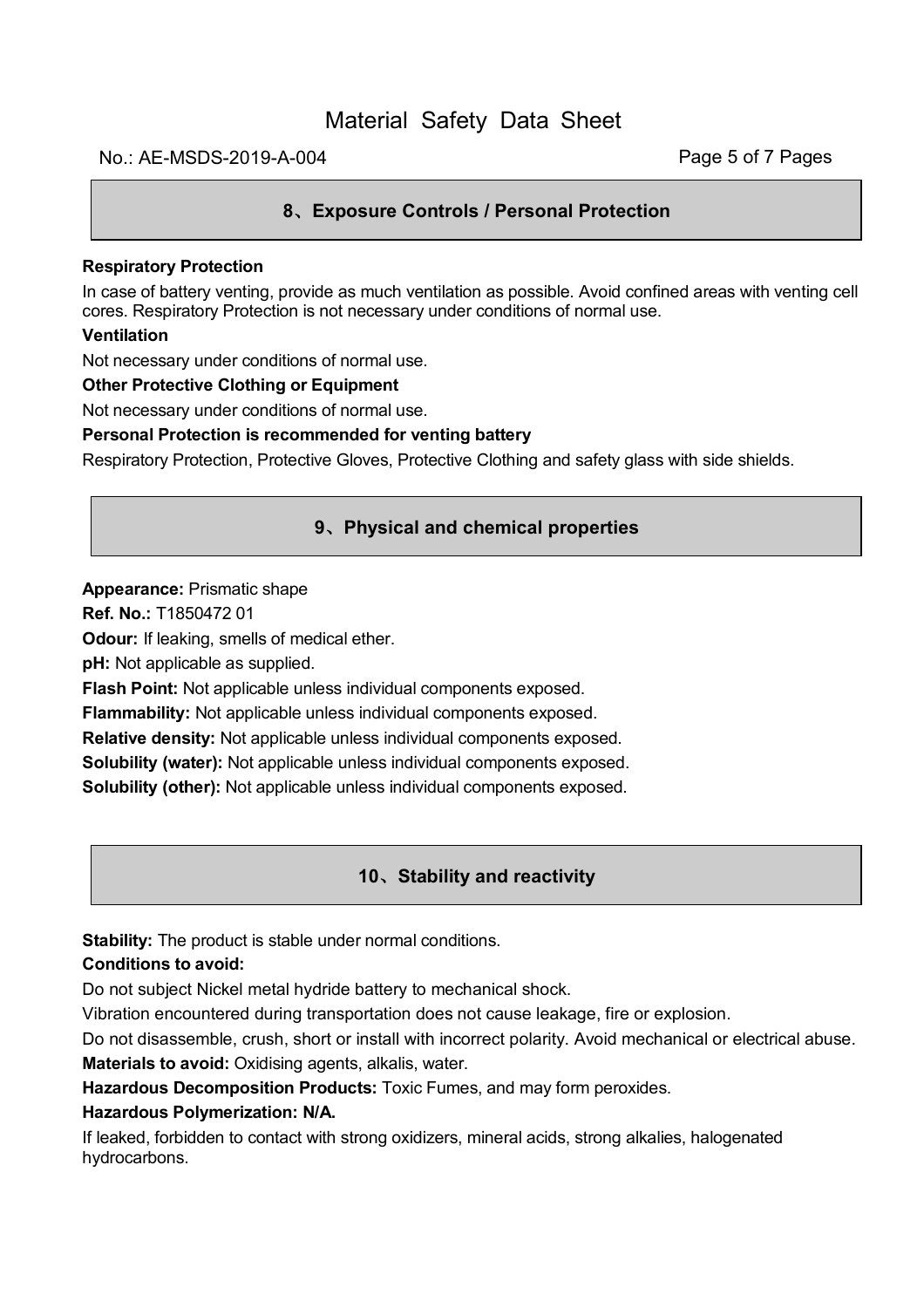## 8、Exposure Controls / Personal Protection

**Respiratory Protection**

In case of battery venting, provide as much ventilation as possible. Avoid confined areas with venting cell cores. Respiratory Protection is not necessary under conditions of normal use.

**Ventilation**

Not necessary under conditions of normal use.

**Other Protective Clothing or Equipment**

Not necessary under conditions of normal use.

**Personal Protection is recommended for venting battery**

Respiratory Protection, Protective Gloves, Protective Clothing and safety glass with side shields.

## 9、Physical and chemical properties

**Appearance:** Prismatic shape

**Ref. No.:** T1850472 01

**Odour:** If leaking, smells of medical ether.

**pH:** Not applicable as supplied.

**Flash Point:** Not applicable unless individual components exposed.

**Flammability:** Not applicable unless individual components exposed.

**Relative density:** Not applicable unless individual components exposed.

**Solubility (water):** Not applicable unless individual components exposed.

**Solubility (other):** Not applicable unless individual components exposed.

## 10、Stability and reactivity

**Stability:** The product is stable under normal conditions.

**Conditions to avoid:**

Do not subject Nickel metal hydride battery to mechanical shock.

Vibration encountered during transportation does not cause leakage, fire or explosion.

Do not disassemble, crush, short or install with incorrect polarity. Avoid mechanical or electrical abuse.

**Materials to avoid:** Oxidising agents, alkalis, water.

**Hazardous Decomposition Products:** Toxic Fumes, and may form peroxides.

**Hazardous Polymerization: N/A.**

If leaked, forbidden to contact with strong oxidizers, mineral acids, strong alkalies, halogenated hydrocarbons.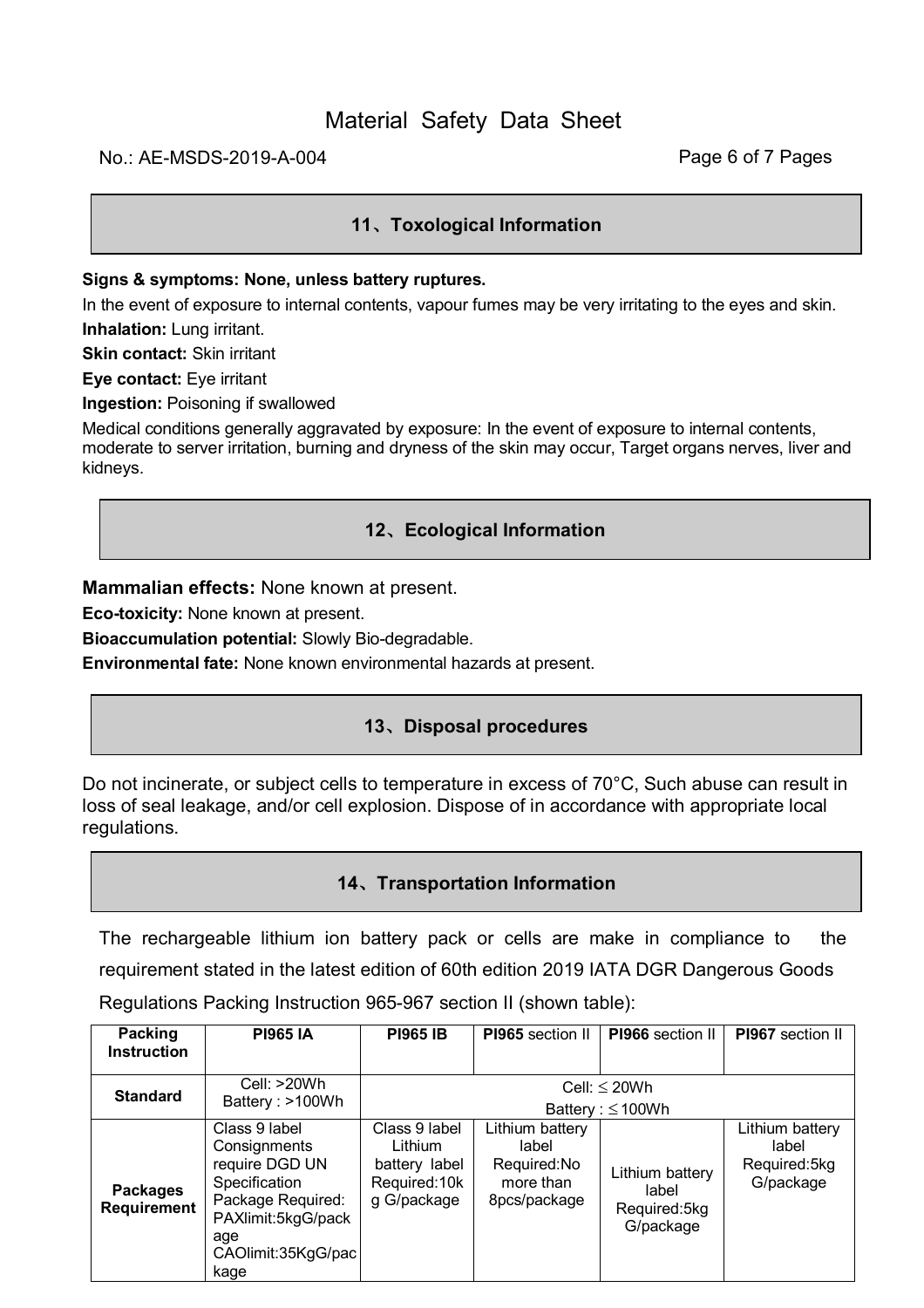## 11、Toxological Information

**Signs & symptoms: None, unless battery ruptures.**

In the event of exposure to internal contents, vapour fumes may be very irritating to the eyes and skin.

**Inhalation:** Lung irritant.

**Skin contact:** Skin irritant

**Eye contact:** Eye irritant

**Ingestion:** Poisoning if swallowed

Medical conditions generally aggravated by exposure: In the event of exposure to internal contents, moderate to server irritation, burning and dryness of the skin may occur, Target organs nerves, liver and kidneys.

## 12、Ecological Information

**Mammalian effects:** None known at present.

**Eco-toxicity:** None known at present.

**Bioaccumulation potential:** Slowly Bio-degradable.

**Environmental fate:** None known environmental hazards at present.

## 13、Disposal procedures

Do not incinerate, or subject cells to temperature in excess of 70°C, Such abuse can result in loss of seal leakage, and/or cell explosion. Dispose of in accordance with appropriate local regulations.

## 14、Transportation Information

The rechargeable lithium ion battery pack or cells are make in compliance to the requirement stated in the latest edition of 60th edition 2019 IATA DGR Dangerous Goods Regulations Packing Instruction 965-967 section II (shown table):

| **Packing Instruction** | **PI965 IA** | **PI965 IB** | **PI965** section II | **PI966** section II | **PI967** section II |
|---|---|---|---|---|---|
| **Standard** | Cell: >20Wh Battery : >100Wh | Cell: ≤ 20Wh Battery : ≤100Wh | | | |
| **Packages Requirement** | Class 9 label Consignments require DGD UN Specification Package Required: PAXlimit:5kgG/package CAOlimit:35KgG/package | Class 9 label Lithium battery label Required:10kg G/package | Lithium battery label Required:No more than 8pcs/package | Lithium battery label Required:5kg G/package | Lithium battery label Required:5kg G/package |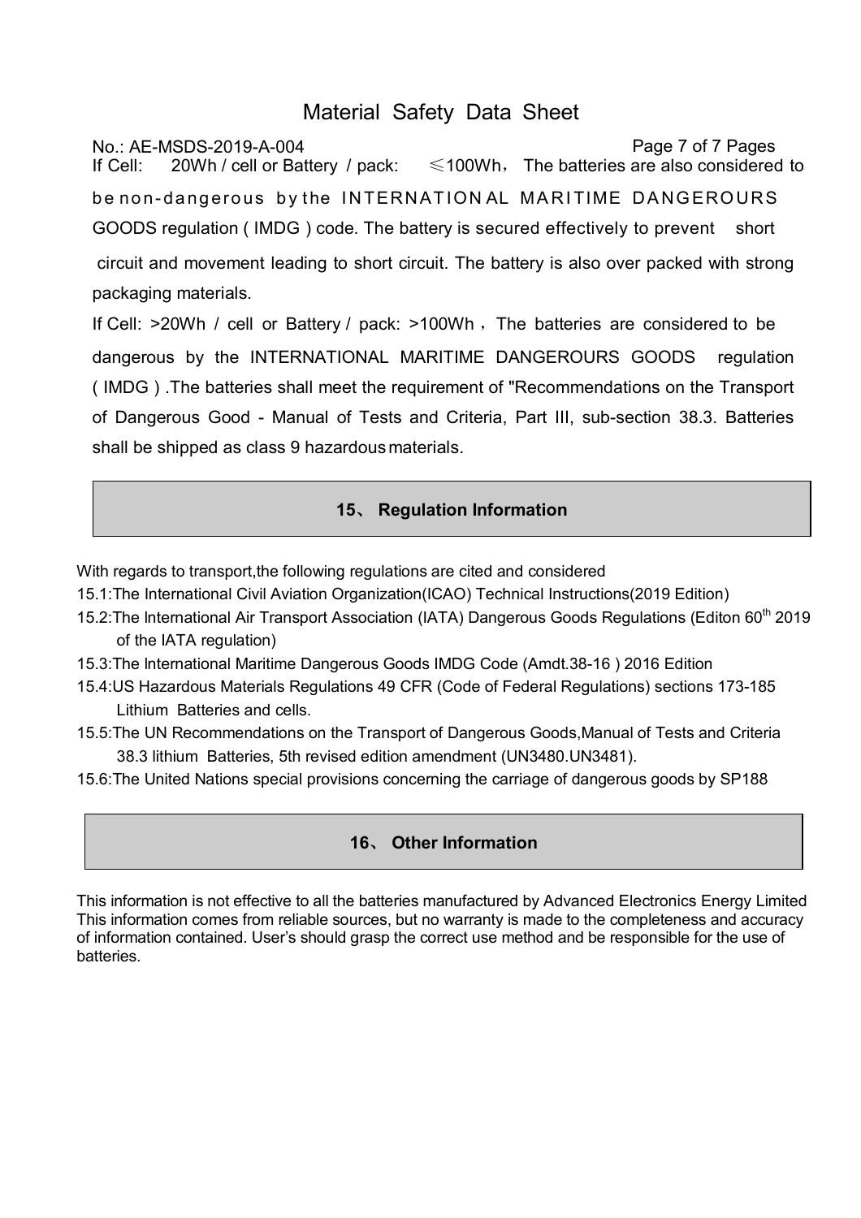If Cell: 20Wh / cell or Battery / pack: ≤100Wh, The batteries are also considered to be non-dangerous by the INTERNATIONAL MARITIME DANGEROURS GOODS regulation ( IMDG ) code. The battery is secured effectively to prevent short circuit and movement leading to short circuit. The battery is also over packed with strong packaging materials.

If Cell: >20Wh / cell or Battery / pack: >100Wh，The batteries are considered to be dangerous by the INTERNATIONAL MARITIME DANGEROURS GOODS regulation ( IMDG ) .The batteries shall meet the requirement of "Recommendations on the Transport of Dangerous Good - Manual of Tests and Criteria, Part III, sub-section 38.3. Batteries shall be shipped as class 9 hazardous materials.

## 15、 Regulation Information

With regards to transport,the following regulations are cited and considered

15.1:The International Civil Aviation Organization(ICAO) Technical Instructions(2019 Edition)

15.2:The International Air Transport Association (IATA) Dangerous Goods Regulations (Editon 60th 2019 of the IATA regulation)

15.3:The International Maritime Dangerous Goods IMDG Code (Amdt.38-16 ) 2016 Edition

15.4:US Hazardous Materials Regulations 49 CFR (Code of Federal Regulations) sections 173-185 Lithium Batteries and cells.

15.5:The UN Recommendations on the Transport of Dangerous Goods,Manual of Tests and Criteria 38.3 lithium Batteries, 5th revised edition amendment (UN3480.UN3481).

15.6:The United Nations special provisions concerning the carriage of dangerous goods by SP188

## 16、 Other Information

This information is not effective to all the batteries manufactured by Advanced Electronics Energy Limited This information comes from reliable sources, but no warranty is made to the completeness and accuracy of information contained. User's should grasp the correct use method and be responsible for the use of batteries.